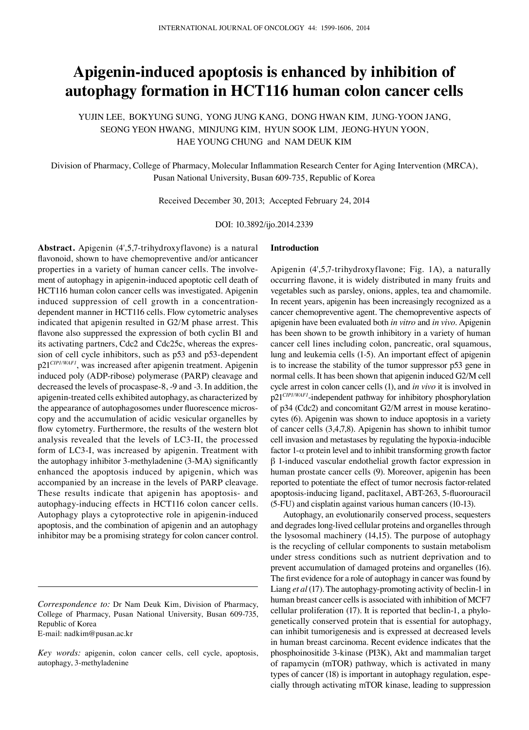# Apigenin-induced apoptosis is enhanced by inhibition of autophagy formation in HCT116 human colon cancer cells

YUJIN LEE, BOKYUNG SUNG, YONG JUNG KANG, DONG HWAN KIM, JUNG-YOON JANG, SEONG YEON HWANG, MINJUNG KIM, HYUN SOOK LIM, JEONG-HYUN YOON, HAE YOUNG CHUNG and NAM DEUK KIM

Division of Pharmacy, College of Pharmacy, Molecular Inflammation Research Center for Aging Intervention (MRCA), Pusan National University, Busan 609-735, Republic of Korea

Received December 30, 2013; Accepted February 24, 2014

DOI: 10.3892/ijo.2014.2339

**Abstract.** Apigenin (4',5,7-trihydroxyflavone) is a natural flavonoid, shown to have chemopreventive and/or anticancer properties in a variety of human cancer cells. The involvement of autophagy in apigenin-induced apoptotic cell death of HCT116 human colon cancer cells was investigated. Apigenin induced suppression of cell growth in a concentration-dependent manner in HCT116 cells. Flow cytometric analyses indicated that apigenin resulted in G2/M phase arrest. This flavone also suppressed the expression of both cyclin B1 and its activating partners, Cdc2 and Cdc25c, whereas the expression of cell cycle inhibitors, such as p53 and p53-dependent p21$^{CIP1/WAF1}$, was increased after apigenin treatment. Apigenin induced poly (ADP-ribose) polymerase (PARP) cleavage and decreased the levels of procaspase-8, -9 and -3. In addition, the apigenin-treated cells exhibited autophagy, as characterized by the appearance of autophagosomes under fluorescence microscopy and the accumulation of acidic vesicular organelles by flow cytometry. Furthermore, the results of the western blot analysis revealed that the levels of LC3-II, the processed form of LC3-I, was increased by apigenin. Treatment with the autophagy inhibitor 3-methyladenine (3-MA) significantly enhanced the apoptosis induced by apigenin, which was accompanied by an increase in the levels of PARP cleavage. These results indicate that apigenin has apoptosis- and autophagy-inducing effects in HCT116 colon cancer cells. Autophagy plays a cytoprotective role in apigenin-induced apoptosis, and the combination of apigenin and an autophagy inhibitor may be a promising strategy for colon cancer control.

---

*Correspondence to:* Dr Nam Deuk Kim, Division of Pharmacy, College of Pharmacy, Pusan National University, Busan 609-735, Republic of Korea
E-mail: nadkim@pusan.ac.kr

*Key words:* apigenin, colon cancer cells, cell cycle, apoptosis, autophagy, 3-methyladenine

## Introduction

Apigenin (4',5,7-trihydroxyflavone; Fig. 1A), a naturally occurring flavone, it is widely distributed in many fruits and vegetables such as parsley, onions, apples, tea and chamomile. In recent years, apigenin has been increasingly recognized as a cancer chemopreventive agent. The chemopreventive aspects of apigenin have been evaluated both *in vitro* and *in vivo*. Apigenin has been shown to be growth inhibitory in a variety of human cancer cell lines including colon, pancreatic, oral squamous, lung and leukemia cells (1-5). An important effect of apigenin is to increase the stability of the tumor suppressor p53 gene in normal cells. It has been shown that apigenin induced G2/M cell cycle arrest in colon cancer cells (1), and *in vivo* it is involved in p21$^{CIP1/WAF1}$-independent pathway for inhibitory phosphorylation of p34 (Cdc2) and concomitant G2/M arrest in mouse keratinocytes (6). Apigenin was shown to induce apoptosis in a variety of cancer cells (3,4,7,8). Apigenin has shown to inhibit tumor cell invasion and metastases by regulating the hypoxia-inducible factor 1-α protein level and to inhibit transforming growth factor β 1-induced vascular endothelial growth factor expression in human prostate cancer cells (9). Moreover, apigenin has been reported to potentiate the effect of tumor necrosis factor-related apoptosis-inducing ligand, paclitaxel, ABT-263, 5-fluorouracil (5-FU) and cisplatin against various human cancers (10-13).

Autophagy, an evolutionarily conserved process, sequesters and degrades long-lived cellular proteins and organelles through the lysosomal machinery (14,15). The purpose of autophagy is the recycling of cellular components to sustain metabolism under stress conditions such as nutrient deprivation and to prevent accumulation of damaged proteins and organelles (16). The first evidence for a role of autophagy in cancer was found by Liang *et al* (17). The autophagy-promoting activity of beclin-1 in human breast cancer cells is associated with inhibition of MCF7 cellular proliferation (17). It is reported that beclin-1, a phylogenetically conserved protein that is essential for autophagy, can inhibit tumorigenesis and is expressed at decreased levels in human breast carcinoma. Recent evidence indicates that the phosphoinositide 3-kinase (PI3K), Akt and mammalian target of rapamycin (mTOR) pathway, which is activated in many types of cancer (18) is important in autophagy regulation, especially through activating mTOR kinase, leading to suppression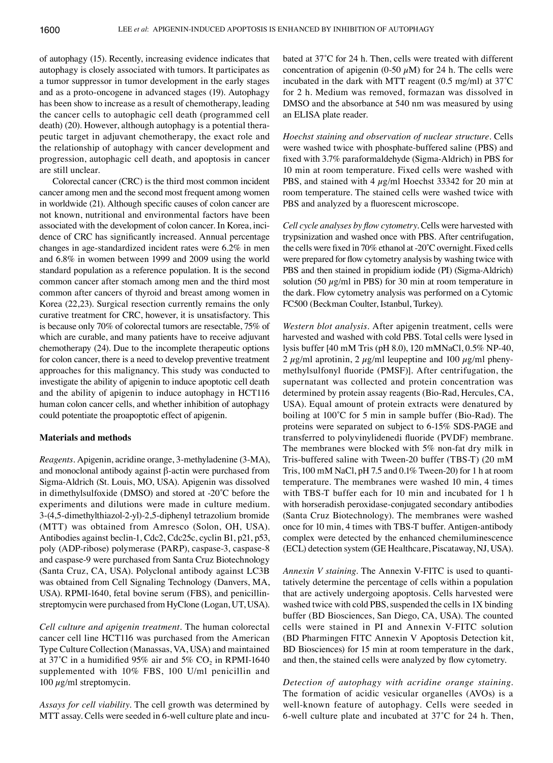of autophagy (15). Recently, increasing evidence indicates that autophagy is closely associated with tumors. It participates as a tumor suppressor in tumor development in the early stages and as a proto-oncogene in advanced stages (19). Autophagy has been show to increase as a result of chemotherapy, leading the cancer cells to autophagic cell death (programmed cell death) (20). However, although autophagy is a potential therapeutic target in adjuvant chemotherapy, the exact role and the relationship of autophagy with cancer development and progression, autophagic cell death, and apoptosis in cancer are still unclear.

Colorectal cancer (CRC) is the third most common incident cancer among men and the second most frequent among women in worldwide (21). Although specific causes of colon cancer are not known, nutritional and environmental factors have been associated with the development of colon cancer. In Korea, incidence of CRC has significantly increased. Annual percentage changes in age-standardized incident rates were 6.2% in men and 6.8% in women between 1999 and 2009 using the world standard population as a reference population. It is the second common cancer after stomach among men and the third most common after cancers of thyroid and breast among women in Korea (22,23). Surgical resection currently remains the only curative treatment for CRC, however, it is unsatisfactory. This is because only 70% of colorectal tumors are resectable, 75% of which are curable, and many patients have to receive adjuvant chemotherapy (24). Due to the incomplete therapeutic options for colon cancer, there is a need to develop preventive treatment approaches for this malignancy. This study was conducted to investigate the ability of apigenin to induce apoptotic cell death and the ability of apigenin to induce autophagy in HCT116 human colon cancer cells, and whether inhibition of autophagy could potentiate the proapoptotic effect of apigenin.

## Materials and methods

*Reagents.* Apigenin, acridine orange, 3-methyladenine (3-MA), and monoclonal antibody against β-actin were purchased from Sigma-Aldrich (St. Louis, MO, USA). Apigenin was dissolved in dimethylsulfoxide (DMSO) and stored at -20˚C before the experiments and dilutions were made in culture medium. 3-(4,5-dimethylthiazol-2-yl)-2,5-diphenyl tetrazolium bromide (MTT) was obtained from Amresco (Solon, OH, USA). Antibodies against beclin-1, Cdc2, Cdc25c, cyclin B1, p21, p53, poly (ADP-ribose) polymerase (PARP), caspase-3, caspase-8 and caspase-9 were purchased from Santa Cruz Biotechnology (Santa Cruz, CA, USA). Polyclonal antibody against LC3B was obtained from Cell Signaling Technology (Danvers, MA, USA). RPMI-1640, fetal bovine serum (FBS), and penicillin-streptomycin were purchased from HyClone (Logan, UT, USA).

*Cell culture and apigenin treatment.* The human colorectal cancer cell line HCT116 was purchased from the American Type Culture Collection (Manassas, VA, USA) and maintained at 37˚C in a humidified 95% air and 5% $CO_2$ in RPMI-1640 supplemented with 10% FBS, 100 U/ml penicillin and 100 µg/ml streptomycin.

*Assays for cell viability.* The cell growth was determined by MTT assay. Cells were seeded in 6-well culture plate and incubated at 37˚C for 24 h. Then, cells were treated with different concentration of apigenin (0-50 µM) for 24 h. The cells were incubated in the dark with MTT reagent (0.5 mg/ml) at 37˚C for 2 h. Medium was removed, formazan was dissolved in DMSO and the absorbance at 540 nm was measured by using an ELISA plate reader.

*Hoechst staining and observation of nuclear structure.* Cells were washed twice with phosphate-buffered saline (PBS) and fixed with 3.7% paraformaldehyde (Sigma-Aldrich) in PBS for 10 min at room temperature. Fixed cells were washed with PBS, and stained with 4 µg/ml Hoechst 33342 for 20 min at room temperature. The stained cells were washed twice with PBS and analyzed by a fluorescent microscope.

*Cell cycle analyses by flow cytometry.* Cells were harvested with trypsinization and washed once with PBS. After centrifugation, the cells were fixed in 70% ethanol at -20˚C overnight. Fixed cells were prepared for flow cytometry analysis by washing twice with PBS and then stained in propidium iodide (PI) (Sigma-Aldrich) solution (50 µg/ml in PBS) for 30 min at room temperature in the dark. Flow cytometry analysis was performed on a Cytomic FC500 (Beckman Coulter, Istanbul, Turkey).

*Western blot analysis.* After apigenin treatment, cells were harvested and washed with cold PBS. Total cells were lysed in lysis buffer [40 mM Tris (pH 8.0), 120 mMNaCl, 0.5% NP-40, 2 µg/ml aprotinin, 2 µg/ml leupeptine and 100 µg/ml phenymethylsulfonyl fluoride (PMSF)]. After centrifugation, the supernatant was collected and protein concentration was determined by protein assay reagents (Bio-Rad, Hercules, CA, USA). Equal amount of protein extracts were denatured by boiling at 100˚C for 5 min in sample buffer (Bio-Rad). The proteins were separated on subject to 6-15% SDS-PAGE and transferred to polyvinylidenedi fluoride (PVDF) membrane. The membranes were blocked with 5% non-fat dry milk in Tris-buffered saline with Tween-20 buffer (TBS-T) (20 mM Tris, 100 mM NaCl, pH 7.5 and 0.1% Tween-20) for 1 h at room temperature. The membranes were washed 10 min, 4 times with TBS-T buffer each for 10 min and incubated for 1 h with horseradish peroxidase-conjugated secondary antibodies (Santa Cruz Biotechnology). The membranes were washed once for 10 min, 4 times with TBS-T buffer. Antigen-antibody complex were detected by the enhanced chemiluminescence (ECL) detection system (GE Healthcare, Piscataway, NJ, USA).

*Annexin V staining.* The Annexin V-FITC is used to quantitatively determine the percentage of cells within a population that are actively undergoing apoptosis. Cells harvested were washed twice with cold PBS, suspended the cells in 1X binding buffer (BD Biosciences, San Diego, CA, USA). The counted cells were stained in PI and Annexin V-FITC solution (BD Pharmingen FITC Annexin V Apoptosis Detection kit, BD Biosciences) for 15 min at room temperature in the dark, and then, the stained cells were analyzed by flow cytometry.

*Detection of autophagy with acridine orange staining.* The formation of acidic vesicular organelles (AVOs) is a well-known feature of autophagy. Cells were seeded in 6-well culture plate and incubated at 37˚C for 24 h. Then,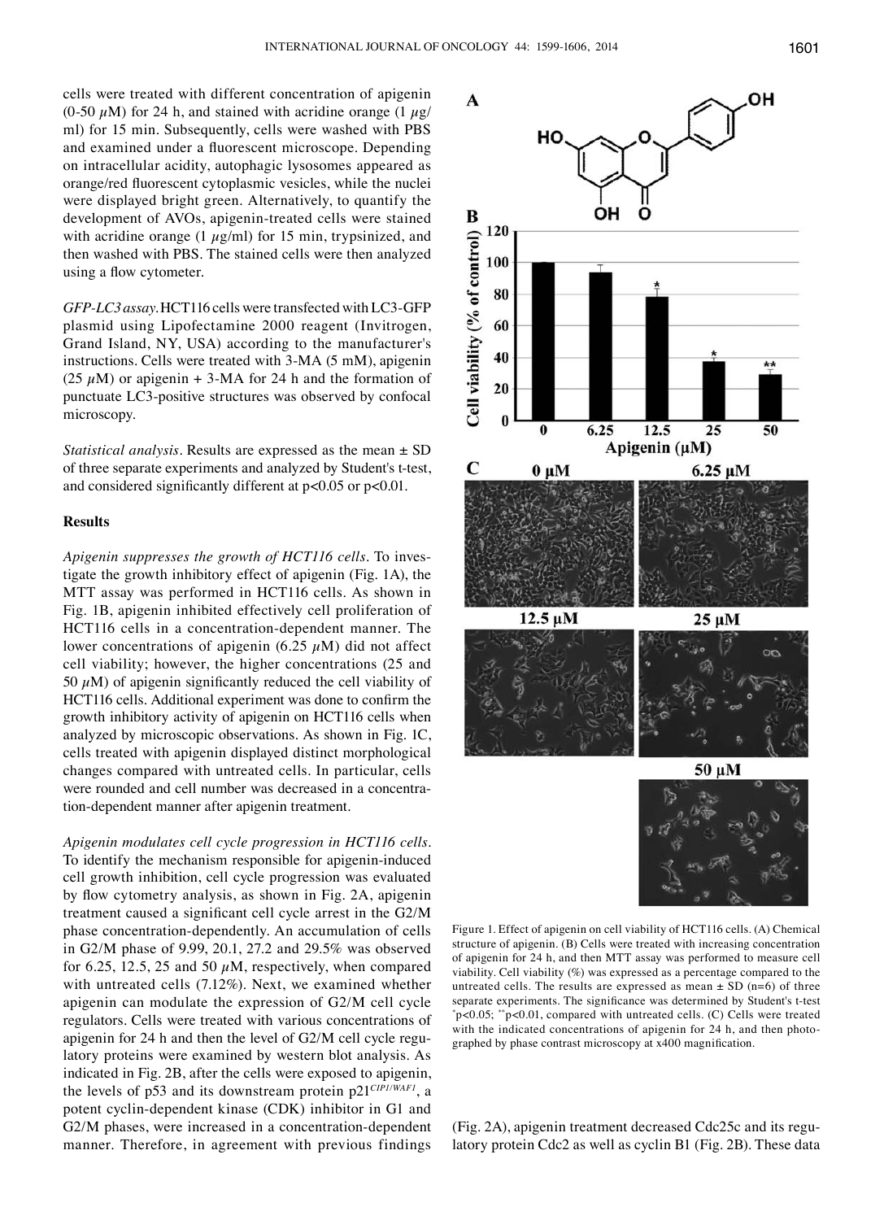cells were treated with different concentration of apigenin (0-50 μM) for 24 h, and stained with acridine orange (1 μg/ml) for 15 min. Subsequently, cells were washed with PBS and examined under a fluorescent microscope. Depending on intracellular acidity, autophagic lysosomes appeared as orange/red fluorescent cytoplasmic vesicles, while the nuclei were displayed bright green. Alternatively, to quantify the development of AVOs, apigenin-treated cells were stained with acridine orange (1 μg/ml) for 15 min, trypsinized, and then washed with PBS. The stained cells were then analyzed using a flow cytometer.

*GFP-LC3 assay.* HCT116 cells were transfected with LC3-GFP plasmid using Lipofectamine 2000 reagent (Invitrogen, Grand Island, NY, USA) according to the manufacturer's instructions. Cells were treated with 3-MA (5 mM), apigenin (25 μM) or apigenin + 3-MA for 24 h and the formation of punctuate LC3-positive structures was observed by confocal microscopy.

*Statistical analysis.* Results are expressed as the mean ± SD of three separate experiments and analyzed by Student's t-test, and considered significantly different at $p<0.05$ or $p<0.01$.

## Results

*Apigenin suppresses the growth of HCT116 cells.* To investigate the growth inhibitory effect of apigenin (Fig. 1A), the MTT assay was performed in HCT116 cells. As shown in Fig. 1B, apigenin inhibited effectively cell proliferation of HCT116 cells in a concentration-dependent manner. The lower concentrations of apigenin (6.25 μM) did not affect cell viability; however, the higher concentrations (25 and 50 μM) of apigenin significantly reduced the cell viability of HCT116 cells. Additional experiment was done to confirm the growth inhibitory activity of apigenin on HCT116 cells when analyzed by microscopic observations. As shown in Fig. 1C, cells treated with apigenin displayed distinct morphological changes compared with untreated cells. In particular, cells were rounded and cell number was decreased in a concentration-dependent manner after apigenin treatment.

*Apigenin modulates cell cycle progression in HCT116 cells.* To identify the mechanism responsible for apigenin-induced cell growth inhibition, cell cycle progression was evaluated by flow cytometry analysis, as shown in Fig. 2A, apigenin treatment caused a significant cell cycle arrest in the G2/M phase concentration-dependently. An accumulation of cells in G2/M phase of 9.99, 20.1, 27.2 and 29.5% was observed for 6.25, 12.5, 25 and 50 μM, respectively, when compared with untreated cells (7.12%). Next, we examined whether apigenin can modulate the expression of G2/M cell cycle regulators. Cells were treated with various concentrations of apigenin for 24 h and then the level of G2/M cell cycle regulatory proteins were examined by western blot analysis. As indicated in Fig. 2B, after the cells were exposed to apigenin, the levels of p53 and its downstream protein p21*CIP1/WAF1*, a potent cyclin-dependent kinase (CDK) inhibitor in G1 and G2/M phases, were increased in a concentration-dependent manner. Therefore, in agreement with previous findings (Fig. 2A), apigenin treatment decreased Cdc25c and its regulatory protein Cdc2 as well as cyclin B1 (Fig. 2B). These data

Figure 1. Effect of apigenin on cell viability of HCT116 cells. (A) Chemical structure of apigenin. (B) Cells were treated with increasing concentration of apigenin for 24 h, and then MTT assay was performed to measure cell viability. Cell viability (%) was expressed as a percentage compared to the untreated cells. The results are expressed as mean ± SD (n=6) of three separate experiments. The significance was determined by Student's t-test *$p<0.05$; **$p<0.01$, compared with untreated cells. (C) Cells were treated with the indicated concentrations of apigenin for 24 h, and then photographed by phase contrast microscopy at x400 magnification.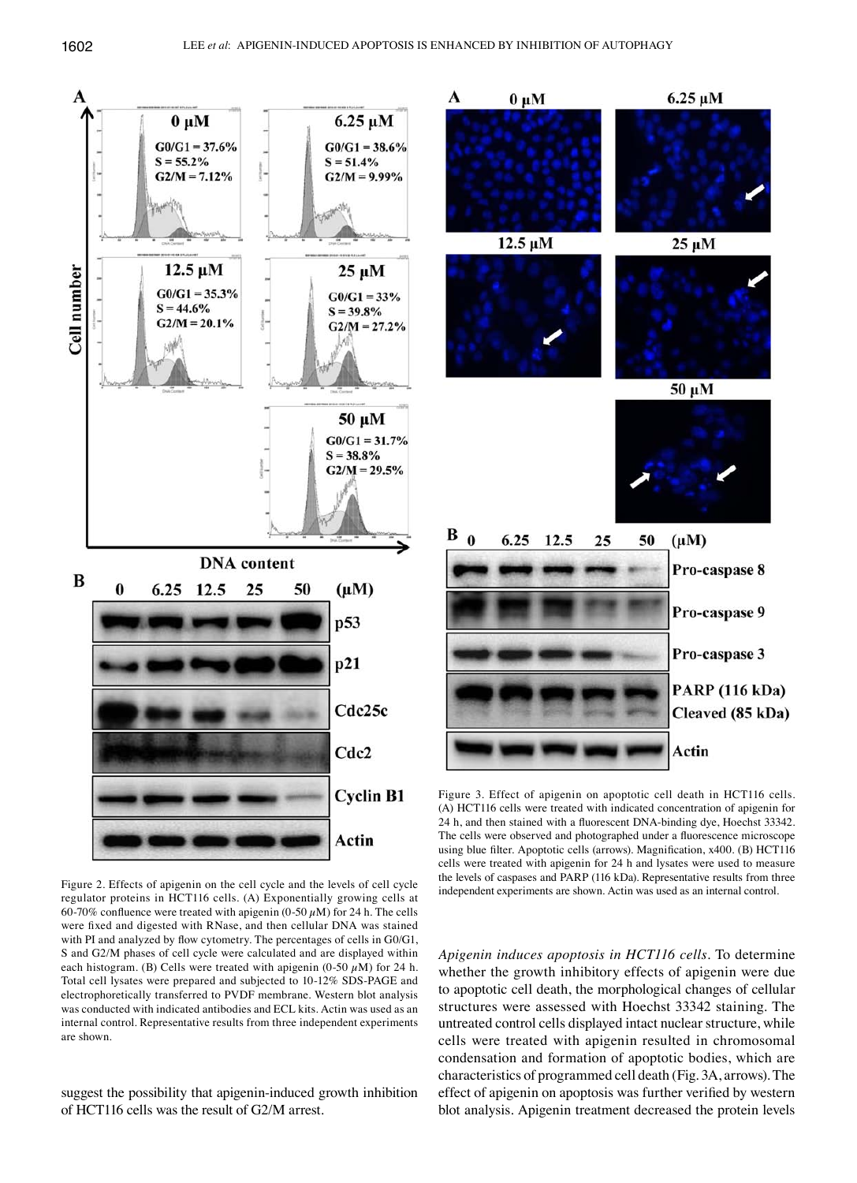Figure 2. Effects of apigenin on the cell cycle and the levels of cell cycle regulator proteins in HCT116 cells. (A) Exponentially growing cells at 60-70% confluence were treated with apigenin (0-50 $\mu$M) for 24 h. The cells were fixed and digested with RNase, and then cellular DNA was stained with PI and analyzed by flow cytometry. The percentages of cells in G0/G1, S and G2/M phases of cell cycle were calculated and are displayed within each histogram. (B) Cells were treated with apigenin (0-50 $\mu$M) for 24 h. Total cell lysates were prepared and subjected to 10-12% SDS-PAGE and electrophoretically transferred to PVDF membrane. Western blot analysis was conducted with indicated antibodies and ECL kits. Actin was used as an internal control. Representative results from three independent experiments are shown.

Figure 3. Effect of apigenin on apoptotic cell death in HCT116 cells. (A) HCT116 cells were treated with indicated concentration of apigenin for 24 h, and then stained with a fluorescent DNA-binding dye, Hoechst 33342. The cells were observed and photographed under a fluorescence microscope using blue filter. Apoptotic cells (arrows). Magnification, x400. (B) HCT116 cells were treated with apigenin for 24 h and lysates were used to measure the levels of caspases and PARP (116 kDa). Representative results from three independent experiments are shown. Actin was used as an internal control.

suggest the possibility that apigenin-induced growth inhibition of HCT116 cells was the result of G2/M arrest.

*Apigenin induces apoptosis in HCT116 cells.* To determine whether the growth inhibitory effects of apigenin were due to apoptotic cell death, the morphological changes of cellular structures were assessed with Hoechst 33342 staining. The untreated control cells displayed intact nuclear structure, while cells were treated with apigenin resulted in chromosomal condensation and formation of apoptotic bodies, which are characteristics of programmed cell death (Fig. 3A, arrows). The effect of apigenin on apoptosis was further verified by western blot analysis. Apigenin treatment decreased the protein levels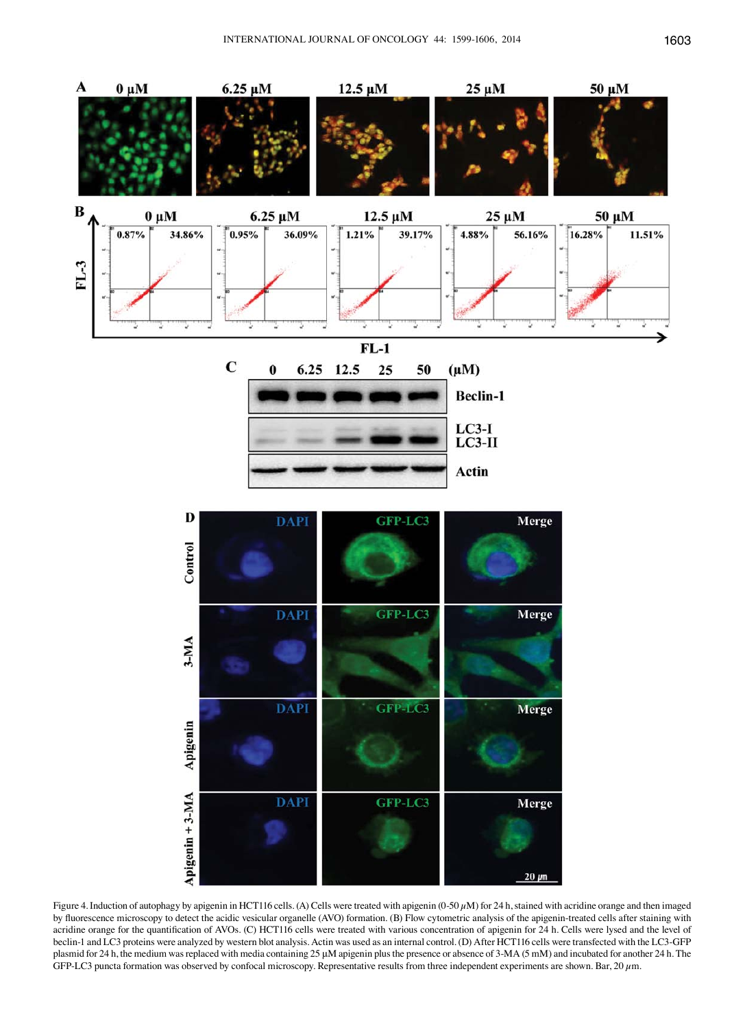Figure 4. Induction of autophagy by apigenin in HCT116 cells. (A) Cells were treated with apigenin (0-50 $\mu$M) for 24 h, stained with acridine orange and then imaged by fluorescence microscopy to detect the acidic vesicular organelle (AVO) formation. (B) Flow cytometric analysis of the apigenin-treated cells after staining with acridine orange for the quantification of AVOs. (C) HCT116 cells were treated with various concentration of apigenin for 24 h. Cells were lysed and the level of beclin-1 and LC3 proteins were analyzed by western blot analysis. Actin was used as an internal control. (D) After HCT116 cells were transfected with the LC3-GFP plasmid for 24 h, the medium was replaced with media containing 25 $\mu$M apigenin plus the presence or absence of 3-MA (5 mM) and incubated for another 24 h. The GFP-LC3 puncta formation was observed by confocal microscopy. Representative results from three independent experiments are shown. Bar, 20 $\mu$m.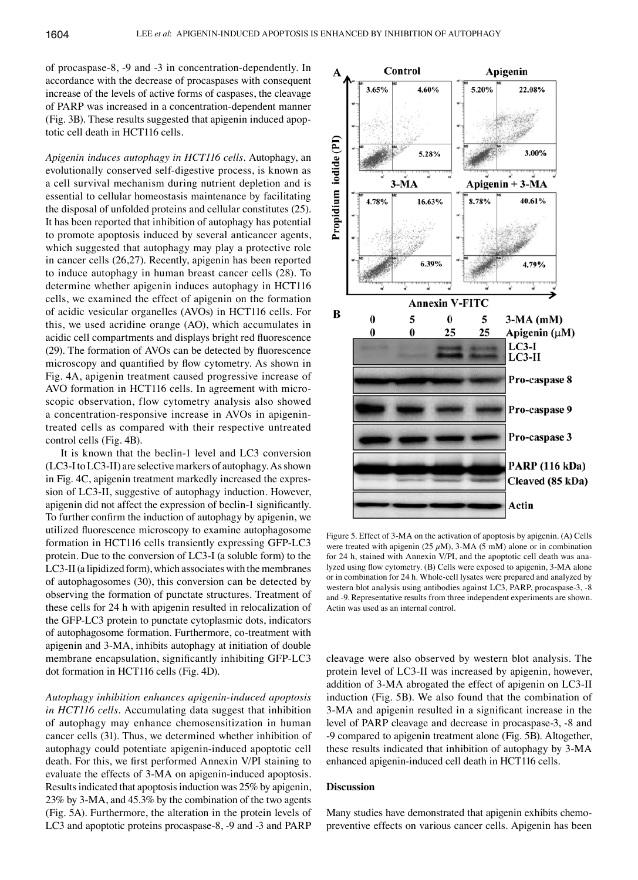of procaspase-8, -9 and -3 in concentration-dependently. In accordance with the decrease of procaspases with consequent increase of the levels of active forms of caspases, the cleavage of PARP was increased in a concentration-dependent manner (Fig. 3B). These results suggested that apigenin induced apoptotic cell death in HCT116 cells.

*Apigenin induces autophagy in HCT116 cells.* Autophagy, an evolutionally conserved self-digestive process, is known as a cell survival mechanism during nutrient depletion and is essential to cellular homeostasis maintenance by facilitating the disposal of unfolded proteins and cellular constitutes (25). It has been reported that inhibition of autophagy has potential to promote apoptosis induced by several anticancer agents, which suggested that autophagy may play a protective role in cancer cells (26,27). Recently, apigenin has been reported to induce autophagy in human breast cancer cells (28). To determine whether apigenin induces autophagy in HCT116 cells, we examined the effect of apigenin on the formation of acidic vesicular organelles (AVOs) in HCT116 cells. For this, we used acridine orange (AO), which accumulates in acidic cell compartments and displays bright red fluorescence (29). The formation of AVOs can be detected by fluorescence microscopy and quantified by flow cytometry. As shown in Fig. 4A, apigenin treatment caused progressive increase of AVO formation in HCT116 cells. In agreement with microscopic observation, flow cytometry analysis also showed a concentration-responsive increase in AVOs in apigenin-treated cells as compared with their respective untreated control cells (Fig. 4B).

It is known that the beclin-1 level and LC3 conversion (LC3-I to LC3-II) are selective markers of autophagy. As shown in Fig. 4C, apigenin treatment markedly increased the expression of LC3-II, suggestive of autophagy induction. However, apigenin did not affect the expression of beclin-1 significantly. To further confirm the induction of autophagy by apigenin, we utilized fluorescence microscopy to examine autophagosome formation in HCT116 cells transiently expressing GFP-LC3 protein. Due to the conversion of LC3-I (a soluble form) to the LC3-II (a lipidized form), which associates with the membranes of autophagosomes (30), this conversion can be detected by observing the formation of punctate structures. Treatment of these cells for 24 h with apigenin resulted in relocalization of the GFP-LC3 protein to punctate cytoplasmic dots, indicators of autophagosome formation. Furthermore, co-treatment with apigenin and 3-MA, inhibits autophagy at initiation of double membrane encapsulation, significantly inhibiting GFP-LC3 dot formation in HCT116 cells (Fig. 4D).

*Autophagy inhibition enhances apigenin-induced apoptosis in HCT116 cells.* Accumulating data suggest that inhibition of autophagy may enhance chemosensitization in human cancer cells (31). Thus, we determined whether inhibition of autophagy could potentiate apigenin-induced apoptotic cell death. For this, we first performed Annexin V/PI staining to evaluate the effects of 3-MA on apigenin-induced apoptosis. Results indicated that apoptosis induction was 25% by apigenin, 23% by 3-MA, and 45.3% by the combination of the two agents (Fig. 5A). Furthermore, the alteration in the protein levels of LC3 and apoptotic proteins procaspase-8, -9 and -3 and PARP cleavage were also observed by western blot analysis. The protein level of LC3-II was increased by apigenin, however, addition of 3-MA abrogated the effect of apigenin on LC3-II induction (Fig. 5B). We also found that the combination of 3-MA and apigenin resulted in a significant increase in the level of PARP cleavage and decrease in procaspase-3, -8 and -9 compared to apigenin treatment alone (Fig. 5B). Altogether, these results indicated that inhibition of autophagy by 3-MA enhanced apigenin-induced cell death in HCT116 cells.

Figure 5. Effect of 3-MA on the activation of apoptosis by apigenin. (A) Cells were treated with apigenin (25 $\mu$M), 3-MA (5 mM) alone or in combination for 24 h, stained with Annexin V/PI, and the apoptotic cell death was analyzed using flow cytometry. (B) Cells were exposed to apigenin, 3-MA alone or in combination for 24 h. Whole-cell lysates were prepared and analyzed by western blot analysis using antibodies against LC3, PARP, procaspase-3, -8 and -9. Representative results from three independent experiments are shown. Actin was used as an internal control.

## Discussion

Many studies have demonstrated that apigenin exhibits chemopreventive effects on various cancer cells. Apigenin has been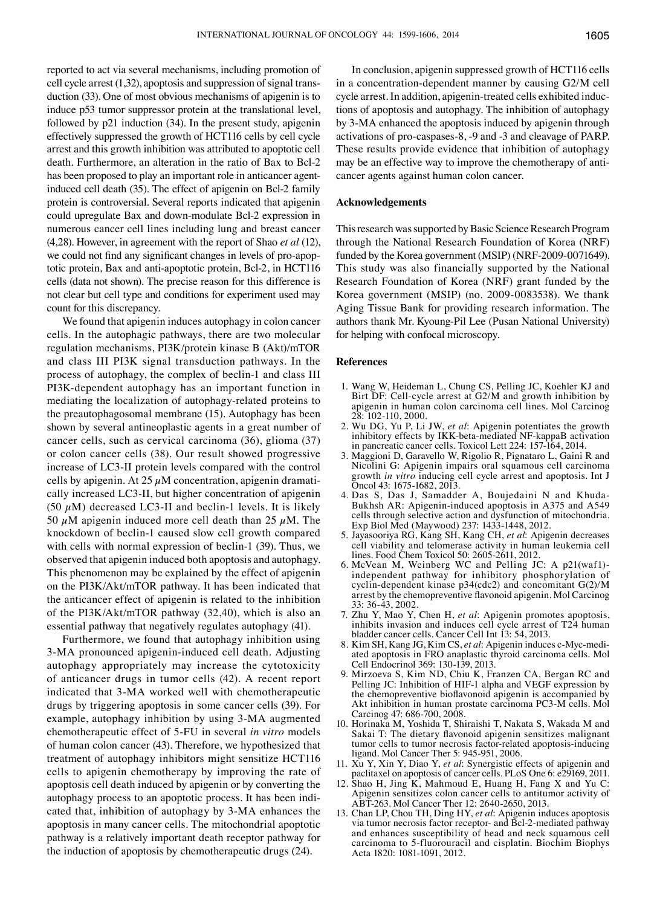reported to act via several mechanisms, including promotion of cell cycle arrest (1,32), apoptosis and suppression of signal transduction (33). One of most obvious mechanisms of apigenin is to induce p53 tumor suppressor protein at the translational level, followed by p21 induction (34). In the present study, apigenin effectively suppressed the growth of HCT116 cells by cell cycle arrest and this growth inhibition was attributed to apoptotic cell death. Furthermore, an alteration in the ratio of Bax to Bcl-2 has been proposed to play an important role in anticancer agent-induced cell death (35). The effect of apigenin on Bcl-2 family protein is controversial. Several reports indicated that apigenin could upregulate Bax and down-modulate Bcl-2 expression in numerous cancer cell lines including lung and breast cancer (4,28). However, in agreement with the report of Shao *et al* (12), we could not find any significant changes in levels of pro-apoptotic protein, Bax and anti-apoptotic protein, Bcl-2, in HCT116 cells (data not shown). The precise reason for this difference is not clear but cell type and conditions for experiment used may count for this discrepancy.

We found that apigenin induces autophagy in colon cancer cells. In the autophagic pathways, there are two molecular regulation mechanisms, PI3K/protein kinase B (Akt)/mTOR and class III PI3K signal transduction pathways. In the process of autophagy, the complex of beclin-1 and class III PI3K-dependent autophagy has an important function in mediating the localization of autophagy-related proteins to the preautophagosomal membrane (15). Autophagy has been shown by several antineoplastic agents in a great number of cancer cells, such as cervical carcinoma (36), glioma (37) or colon cancer cells (38). Our result showed progressive increase of LC3-II protein levels compared with the control cells by apigenin. At 25 $\mu$M concentration, apigenin dramatically increased LC3-II, but higher concentration of apigenin (50 $\mu$M) decreased LC3-II and beclin-1 levels. It is likely 50 $\mu$M apigenin induced more cell death than 25 $\mu$M. The knockdown of beclin-1 caused slow cell growth compared with cells with normal expression of beclin-1 (39). Thus, we observed that apigenin induced both apoptosis and autophagy. This phenomenon may be explained by the effect of apigenin on the PI3K/Akt/mTOR pathway. It has been indicated that the anticancer effect of apigenin is related to the inhibition of the PI3K/Akt/mTOR pathway (32,40), which is also an essential pathway that negatively regulates autophagy (41).

Furthermore, we found that autophagy inhibition using 3-MA pronounced apigenin-induced cell death. Adjusting autophagy appropriately may increase the cytotoxicity of anticancer drugs in tumor cells (42). A recent report indicated that 3-MA worked well with chemotherapeutic drugs by triggering apoptosis in some cancer cells (39). For example, autophagy inhibition by using 3-MA augmented chemotherapeutic effect of 5-FU in several *in vitro* models of human colon cancer (43). Therefore, we hypothesized that treatment of autophagy inhibitors might sensitize HCT116 cells to apigenin chemotherapy by improving the rate of apoptosis cell death induced by apigenin or by converting the autophagy process to an apoptotic process. It has been indicated that, inhibition of autophagy by 3-MA enhances the apoptosis in many cancer cells. The mitochondrial apoptotic pathway is a relatively important death receptor pathway for the induction of apoptosis by chemotherapeutic drugs (24).

In conclusion, apigenin suppressed growth of HCT116 cells in a concentration-dependent manner by causing G2/M cell cycle arrest. In addition, apigenin-treated cells exhibited inductions of apoptosis and autophagy. The inhibition of autophagy by 3-MA enhanced the apoptosis induced by apigenin through activations of pro-caspases-8, -9 and -3 and cleavage of PARP. These results provide evidence that inhibition of autophagy may be an effective way to improve the chemotherapy of anticancer agents against human colon cancer.

## Acknowledgements

This research was supported by Basic Science Research Program through the National Research Foundation of Korea (NRF) funded by the Korea government (MSIP) (NRF-2009-0071649). This study was also financially supported by the National Research Foundation of Korea (NRF) grant funded by the Korea government (MSIP) (no. 2009-0083538). We thank Aging Tissue Bank for providing research information. The authors thank Mr. Kyoung-Pil Lee (Pusan National University) for helping with confocal microscopy.

## References

1. Wang W, Heideman L, Chung CS, Pelling JC, Koehler KJ and Birt DF: Cell-cycle arrest at G2/M and growth inhibition by apigenin in human colon carcinoma cell lines. Mol Carcinog 28: 102-110, 2000.
2. Wu DG, Yu P, Li JW, *et al*: Apigenin potentiates the growth inhibitory effects by IKK-beta-mediated NF-kappaB activation in pancreatic cancer cells. Toxicol Lett 224: 157-164, 2014.
3. Maggioni D, Garavello W, Rigolio R, Pignataro L, Gaini R and Nicolini G: Apigenin impairs oral squamous cell carcinoma growth *in vitro* inducing cell cycle arrest and apoptosis. Int J Oncol 43: 1675-1682, 2013.
4. Das S, Das J, Samadder A, Boujedaini N and Khuda-Bukhsh AR: Apigenin-induced apoptosis in A375 and A549 cells through selective action and dysfunction of mitochondria. Exp Biol Med (Maywood) 237: 1433-1448, 2012.
5. Jayasooriya RG, Kang SH, Kang CH, *et al*: Apigenin decreases cell viability and telomerase activity in human leukemia cell lines. Food Chem Toxicol 50: 2605-2611, 2012.
6. McVean M, Weinberg WC and Pelling JC: A p21(waf1)-independent pathway for inhibitory phosphorylation of cyclin-dependent kinase p34(cdc2) and concomitant G(2)/M arrest by the chemopreventive flavonoid apigenin. Mol Carcinog 33: 36-43, 2002.
7. Zhu Y, Mao Y, Chen H, *et al*: Apigenin promotes apoptosis, inhibits invasion and induces cell cycle arrest of T24 human bladder cancer cells. Cancer Cell Int 13: 54, 2013.
8. Kim SH, Kang JG, Kim CS, *et al*: Apigenin induces c-Myc-mediated apoptosis in FRO anaplastic thyroid carcinoma cells. Mol Cell Endocrinol 369: 130-139, 2013.
9. Mirzoeva S, Kim ND, Chiu K, Franzen CA, Bergan RC and Pelling JC: Inhibition of HIF-1 alpha and VEGF expression by the chemopreventive bioflavonoid apigenin is accompanied by Akt inhibition in human prostate carcinoma PC3-M cells. Mol Carcinog 47: 686-700, 2008.
10. Horinaka M, Yoshida T, Shiraishi T, Nakata S, Wakada M and Sakai T: The dietary flavonoid apigenin sensitizes malignant tumor cells to tumor necrosis factor-related apoptosis-inducing ligand. Mol Cancer Ther 5: 945-951, 2006.
11. Xu Y, Xin Y, Diao Y, *et al*: Synergistic effects of apigenin and paclitaxel on apoptosis of cancer cells. PLoS One 6: e29169, 2011.
12. Shao H, Jing K, Mahmoud E, Huang H, Fang X and Yu C: Apigenin sensitizes colon cancer cells to antitumor activity of ABT-263. Mol Cancer Ther 12: 2640-2650, 2013.
13. Chan LP, Chou TH, Ding HY, *et al*: Apigenin induces apoptosis via tumor necrosis factor receptor- and Bcl-2-mediated pathway and enhances susceptibility of head and neck squamous cell carcinoma to 5-fluorouracil and cisplatin. Biochim Biophys Acta 1820: 1081-1091, 2012.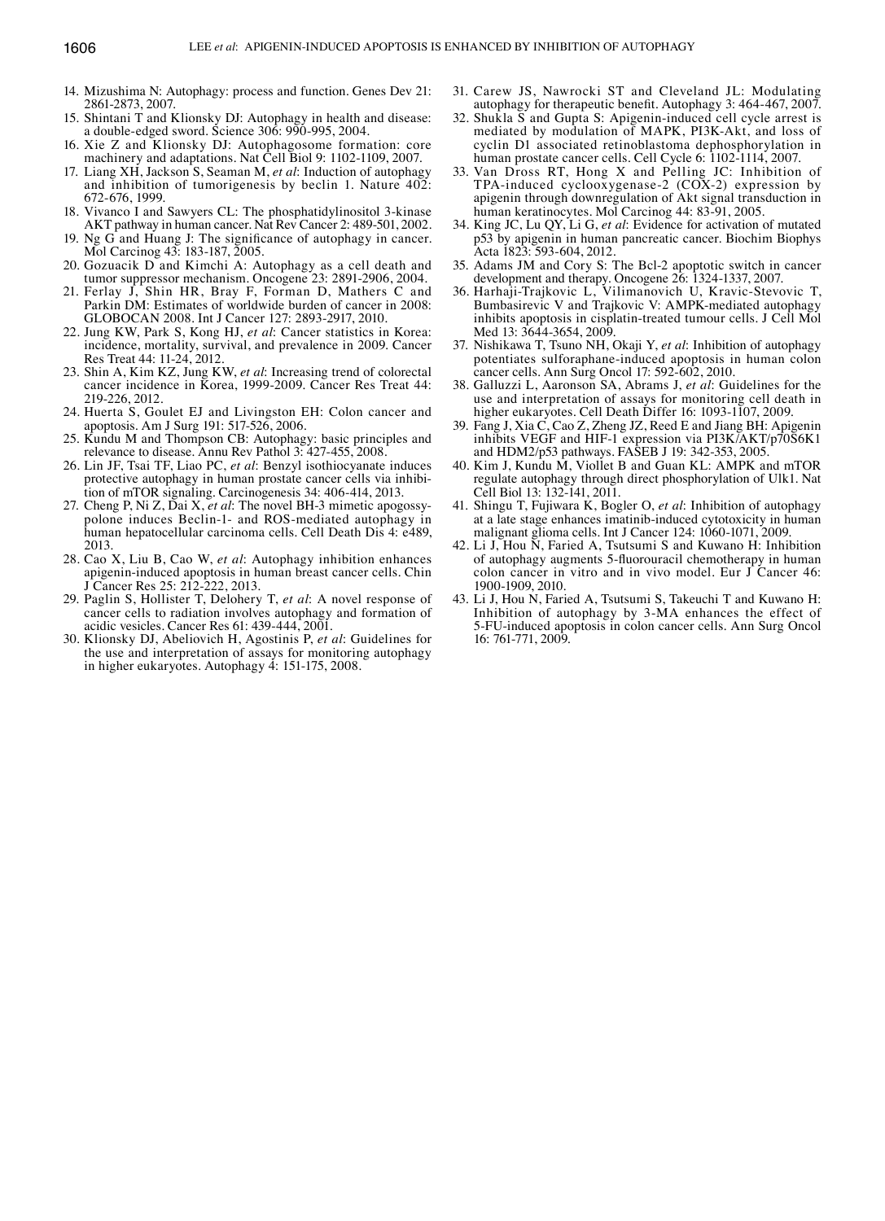14. Mizushima N: Autophagy: process and function. Genes Dev 21: 2861-2873, 2007.
15. Shintani T and Klionsky DJ: Autophagy in health and disease: a double-edged sword. Science 306: 990-995, 2004.
16. Xie Z and Klionsky DJ: Autophagosome formation: core machinery and adaptations. Nat Cell Biol 9: 1102-1109, 2007.
17. Liang XH, Jackson S, Seaman M, *et al*: Induction of autophagy and inhibition of tumorigenesis by beclin 1. Nature 402: 672-676, 1999.
18. Vivanco I and Sawyers CL: The phosphatidylinositol 3-kinase AKT pathway in human cancer. Nat Rev Cancer 2: 489-501, 2002.
19. Ng G and Huang J: The significance of autophagy in cancer. Mol Carcinog 43: 183-187, 2005.
20. Gozuacik D and Kimchi A: Autophagy as a cell death and tumor suppressor mechanism. Oncogene 23: 2891-2906, 2004.
21. Ferlay J, Shin HR, Bray F, Forman D, Mathers C and Parkin DM: Estimates of worldwide burden of cancer in 2008: GLOBOCAN 2008. Int J Cancer 127: 2893-2917, 2010.
22. Jung KW, Park S, Kong HJ, *et al*: Cancer statistics in Korea: incidence, mortality, survival, and prevalence in 2009. Cancer Res Treat 44: 11-24, 2012.
23. Shin A, Kim KZ, Jung KW, *et al*: Increasing trend of colorectal cancer incidence in Korea, 1999-2009. Cancer Res Treat 44: 219-226, 2012.
24. Huerta S, Goulet EJ and Livingston EH: Colon cancer and apoptosis. Am J Surg 191: 517-526, 2006.
25. Kundu M and Thompson CB: Autophagy: basic principles and relevance to disease. Annu Rev Pathol 3: 427-455, 2008.
26. Lin JF, Tsai TF, Liao PC, *et al*: Benzyl isothiocyanate induces protective autophagy in human prostate cancer cells via inhibition of mTOR signaling. Carcinogenesis 34: 406-414, 2013.
27. Cheng P, Ni Z, Dai X, *et al*: The novel BH-3 mimetic apogossypolone induces Beclin-1- and ROS-mediated autophagy in human hepatocellular carcinoma cells. Cell Death Dis 4: e489, 2013.
28. Cao X, Liu B, Cao W, *et al*: Autophagy inhibition enhances apigenin-induced apoptosis in human breast cancer cells. Chin J Cancer Res 25: 212-222, 2013.
29. Paglin S, Hollister T, Delohery T, *et al*: A novel response of cancer cells to radiation involves autophagy and formation of acidic vesicles. Cancer Res 61: 439-444, 2001.
30. Klionsky DJ, Abeliovich H, Agostinis P, *et al*: Guidelines for the use and interpretation of assays for monitoring autophagy in higher eukaryotes. Autophagy 4: 151-175, 2008.
31. Carew JS, Nawrocki ST and Cleveland JL: Modulating autophagy for therapeutic benefit. Autophagy 3: 464-467, 2007.
32. Shukla S and Gupta S: Apigenin-induced cell cycle arrest is mediated by modulation of MAPK, PI3K-Akt, and loss of cyclin D1 associated retinoblastoma dephosphorylation in human prostate cancer cells. Cell Cycle 6: 1102-1114, 2007.
33. Van Dross RT, Hong X and Pelling JC: Inhibition of TPA-induced cyclooxygenase-2 (COX-2) expression by apigenin through downregulation of Akt signal transduction in human keratinocytes. Mol Carcinog 44: 83-91, 2005.
34. King JC, Lu QY, Li G, *et al*: Evidence for activation of mutated p53 by apigenin in human pancreatic cancer. Biochim Biophys Acta 1823: 593-604, 2012.
35. Adams JM and Cory S: The Bcl-2 apoptotic switch in cancer development and therapy. Oncogene 26: 1324-1337, 2007.
36. Harhaji-Trajkovic L, Vilimanovich U, Kravic-Stevovic T, Bumbasirevic V and Trajkovic V: AMPK-mediated autophagy inhibits apoptosis in cisplatin-treated tumour cells. J Cell Mol Med 13: 3644-3654, 2009.
37. Nishikawa T, Tsuno NH, Okaji Y, *et al*: Inhibition of autophagy potentiates sulforaphane-induced apoptosis in human colon cancer cells. Ann Surg Oncol 17: 592-602, 2010.
38. Galluzzi L, Aaronson SA, Abrams J, *et al*: Guidelines for the use and interpretation of assays for monitoring cell death in higher eukaryotes. Cell Death Differ 16: 1093-1107, 2009.
39. Fang J, Xia C, Cao Z, Zheng JZ, Reed E and Jiang BH: Apigenin inhibits VEGF and HIF-1 expression via PI3K/AKT/p70S6K1 and HDM2/p53 pathways. FASEB J 19: 342-353, 2005.
40. Kim J, Kundu M, Viollet B and Guan KL: AMPK and mTOR regulate autophagy through direct phosphorylation of Ulk1. Nat Cell Biol 13: 132-141, 2011.
41. Shingu T, Fujiwara K, Bogler O, *et al*: Inhibition of autophagy at a late stage enhances imatinib-induced cytotoxicity in human malignant glioma cells. Int J Cancer 124: 1060-1071, 2009.
42. Li J, Hou N, Faried A, Tsutsumi S and Kuwano H: Inhibition of autophagy augments 5-fluorouracil chemotherapy in human colon cancer in vitro and in vivo model. Eur J Cancer 46: 1900-1909, 2010.
43. Li J, Hou N, Faried A, Tsutsumi S, Takeuchi T and Kuwano H: Inhibition of autophagy by 3-MA enhances the effect of 5-FU-induced apoptosis in colon cancer cells. Ann Surg Oncol 16: 761-771, 2009.